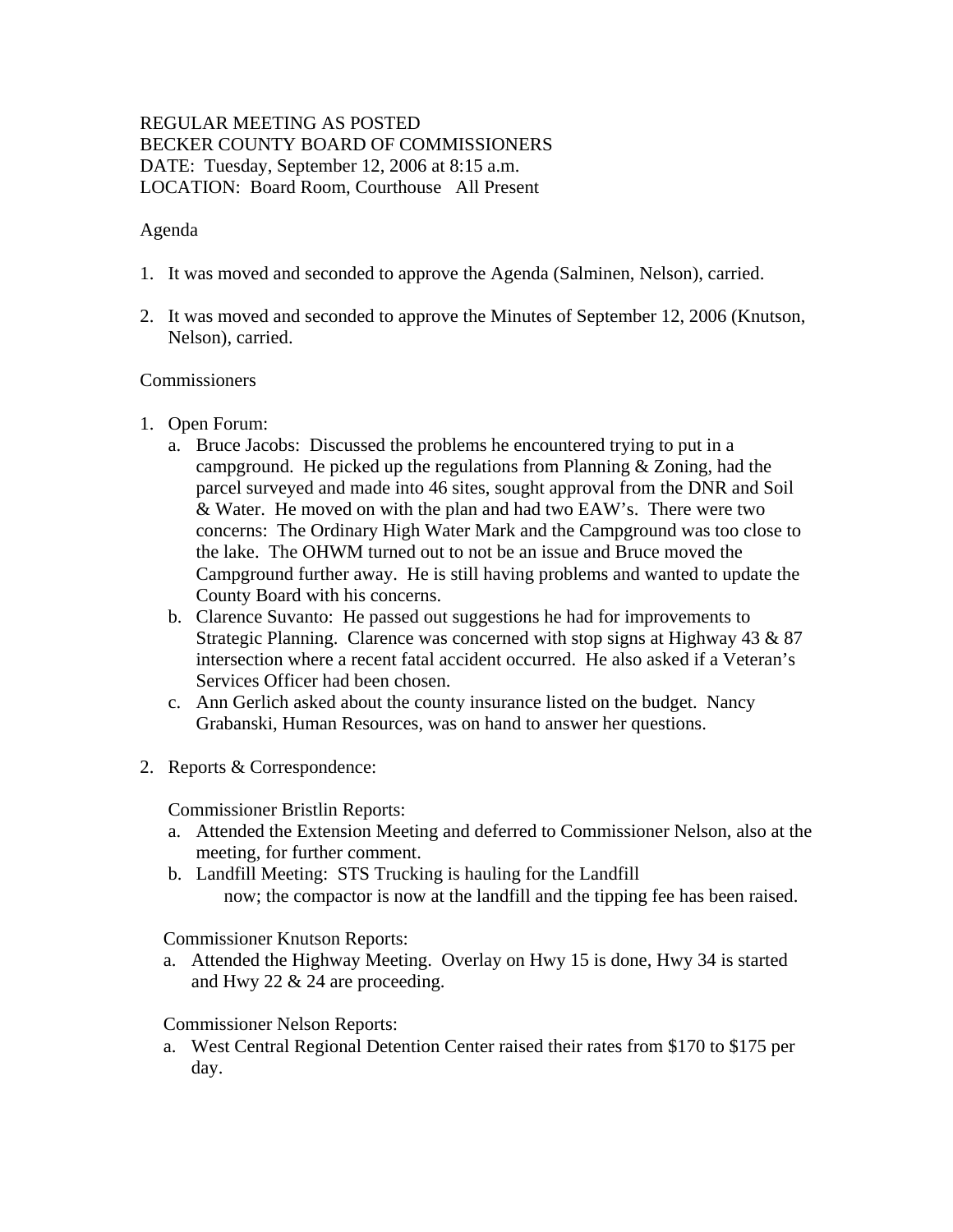REGULAR MEETING AS POSTED
BECKER COUNTY BOARD OF COMMISSIONERS
DATE: Tuesday, September 12, 2006 at 8:15 a.m.
LOCATION: Board Room, Courthouse All Present

Agenda

1. It was moved and seconded to approve the Agenda (Salminen, Nelson), carried.

2. It was moved and seconded to approve the Minutes of September 12, 2006 (Knutson, Nelson), carried.

Commissioners

1. Open Forum:
   a. Bruce Jacobs: Discussed the problems he encountered trying to put in a campground. He picked up the regulations from Planning & Zoning, had the parcel surveyed and made into 46 sites, sought approval from the DNR and Soil & Water. He moved on with the plan and had two EAW's. There were two concerns: The Ordinary High Water Mark and the Campground was too close to the lake. The OHWM turned out to not be an issue and Bruce moved the Campground further away. He is still having problems and wanted to update the County Board with his concerns.
   b. Clarence Suvanto: He passed out suggestions he had for improvements to Strategic Planning. Clarence was concerned with stop signs at Highway 43 & 87 intersection where a recent fatal accident occurred. He also asked if a Veteran's Services Officer had been chosen.
   c. Ann Gerlich asked about the county insurance listed on the budget. Nancy Grabanski, Human Resources, was on hand to answer her questions.

2. Reports & Correspondence:

   Commissioner Bristlin Reports:
   a. Attended the Extension Meeting and deferred to Commissioner Nelson, also at the meeting, for further comment.
   b. Landfill Meeting: STS Trucking is hauling for the Landfill now; the compactor is now at the landfill and the tipping fee has been raised.

   Commissioner Knutson Reports:
   a. Attended the Highway Meeting. Overlay on Hwy 15 is done, Hwy 34 is started and Hwy 22 & 24 are proceeding.

   Commissioner Nelson Reports:
   a. West Central Regional Detention Center raised their rates from $170 to $175 per day.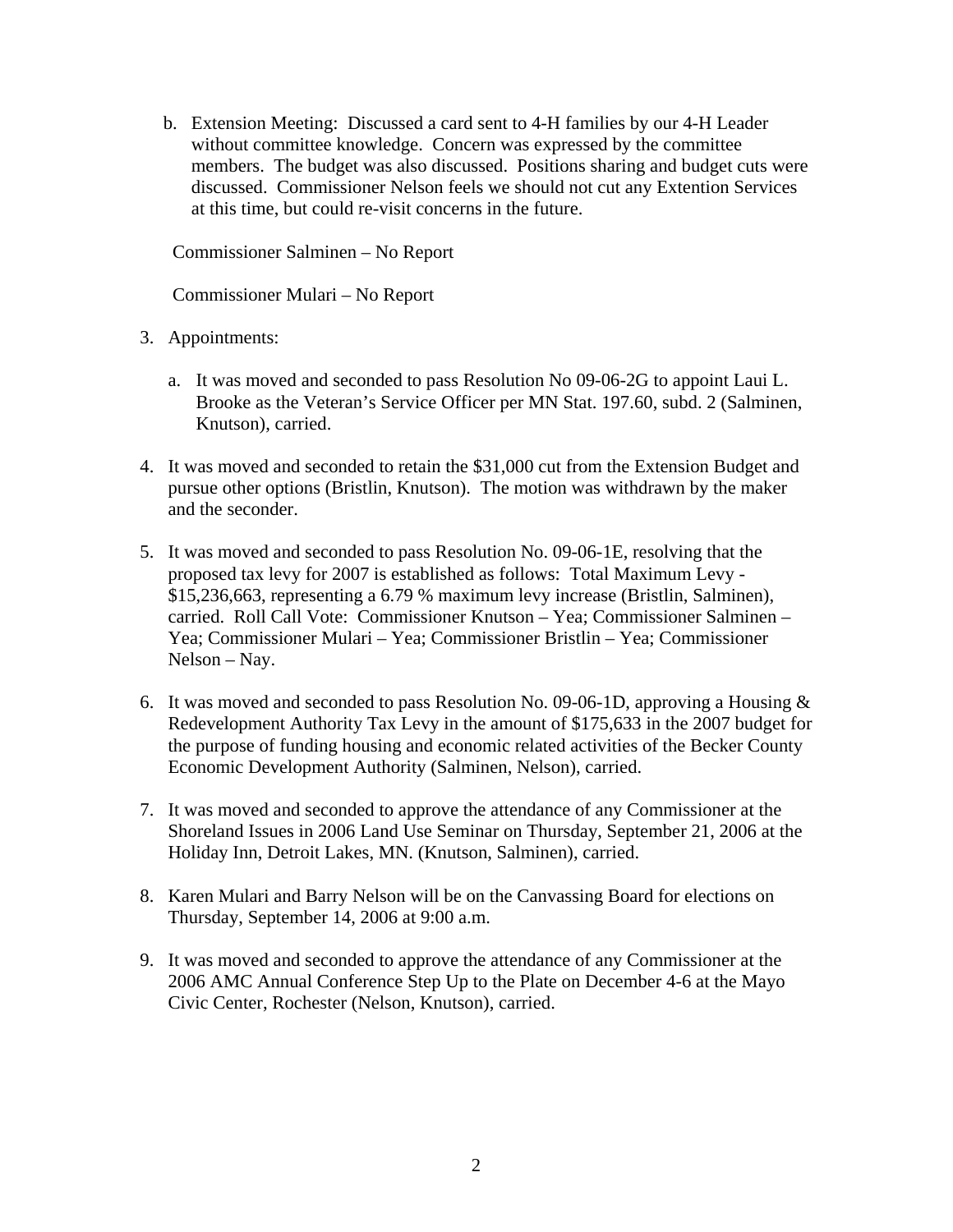b. Extension Meeting: Discussed a card sent to 4-H families by our 4-H Leader without committee knowledge. Concern was expressed by the committee members. The budget was also discussed. Positions sharing and budget cuts were discussed. Commissioner Nelson feels we should not cut any Extention Services at this time, but could re-visit concerns in the future.

Commissioner Salminen – No Report

Commissioner Mulari – No Report

3. Appointments:

   a. It was moved and seconded to pass Resolution No 09-06-2G to appoint Laui L. Brooke as the Veteran's Service Officer per MN Stat. 197.60, subd. 2 (Salminen, Knutson), carried.

4. It was moved and seconded to retain the $31,000 cut from the Extension Budget and pursue other options (Bristlin, Knutson). The motion was withdrawn by the maker and the seconder.

5. It was moved and seconded to pass Resolution No. 09-06-1E, resolving that the proposed tax levy for 2007 is established as follows: Total Maximum Levy - $15,236,663, representing a 6.79 % maximum levy increase (Bristlin, Salminen), carried. Roll Call Vote: Commissioner Knutson – Yea; Commissioner Salminen – Yea; Commissioner Mulari – Yea; Commissioner Bristlin – Yea; Commissioner Nelson – Nay.

6. It was moved and seconded to pass Resolution No. 09-06-1D, approving a Housing & Redevelopment Authority Tax Levy in the amount of $175,633 in the 2007 budget for the purpose of funding housing and economic related activities of the Becker County Economic Development Authority (Salminen, Nelson), carried.

7. It was moved and seconded to approve the attendance of any Commissioner at the Shoreland Issues in 2006 Land Use Seminar on Thursday, September 21, 2006 at the Holiday Inn, Detroit Lakes, MN. (Knutson, Salminen), carried.

8. Karen Mulari and Barry Nelson will be on the Canvassing Board for elections on Thursday, September 14, 2006 at 9:00 a.m.

9. It was moved and seconded to approve the attendance of any Commissioner at the 2006 AMC Annual Conference Step Up to the Plate on December 4-6 at the Mayo Civic Center, Rochester (Nelson, Knutson), carried.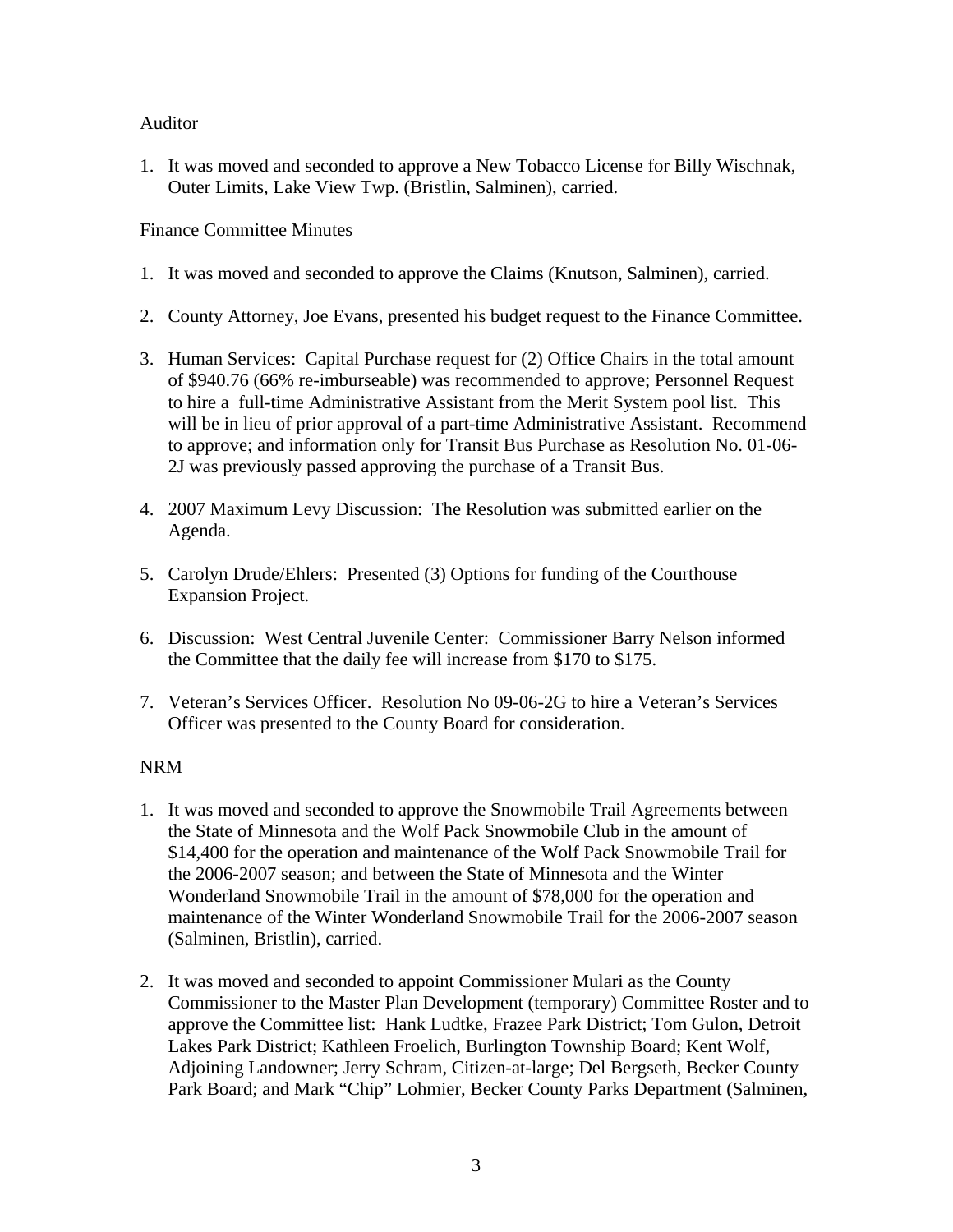Auditor

1. It was moved and seconded to approve a New Tobacco License for Billy Wischnak, Outer Limits, Lake View Twp. (Bristlin, Salminen), carried.

Finance Committee Minutes

1. It was moved and seconded to approve the Claims (Knutson, Salminen), carried.

2. County Attorney, Joe Evans, presented his budget request to the Finance Committee.

3. Human Services: Capital Purchase request for (2) Office Chairs in the total amount of $940.76 (66% re-imburseable) was recommended to approve; Personnel Request to hire a full-time Administrative Assistant from the Merit System pool list. This will be in lieu of prior approval of a part-time Administrative Assistant. Recommend to approve; and information only for Transit Bus Purchase as Resolution No. 01-06-2J was previously passed approving the purchase of a Transit Bus.

4. 2007 Maximum Levy Discussion: The Resolution was submitted earlier on the Agenda.

5. Carolyn Drude/Ehlers: Presented (3) Options for funding of the Courthouse Expansion Project.

6. Discussion: West Central Juvenile Center: Commissioner Barry Nelson informed the Committee that the daily fee will increase from $170 to $175.

7. Veteran's Services Officer. Resolution No 09-06-2G to hire a Veteran's Services Officer was presented to the County Board for consideration.

NRM

1. It was moved and seconded to approve the Snowmobile Trail Agreements between the State of Minnesota and the Wolf Pack Snowmobile Club in the amount of $14,400 for the operation and maintenance of the Wolf Pack Snowmobile Trail for the 2006-2007 season; and between the State of Minnesota and the Winter Wonderland Snowmobile Trail in the amount of $78,000 for the operation and maintenance of the Winter Wonderland Snowmobile Trail for the 2006-2007 season (Salminen, Bristlin), carried.

2. It was moved and seconded to appoint Commissioner Mulari as the County Commissioner to the Master Plan Development (temporary) Committee Roster and to approve the Committee list: Hank Ludtke, Frazee Park District; Tom Gulon, Detroit Lakes Park District; Kathleen Froelich, Burlington Township Board; Kent Wolf, Adjoining Landowner; Jerry Schram, Citizen-at-large; Del Bergseth, Becker County Park Board; and Mark "Chip" Lohmier, Becker County Parks Department (Salminen,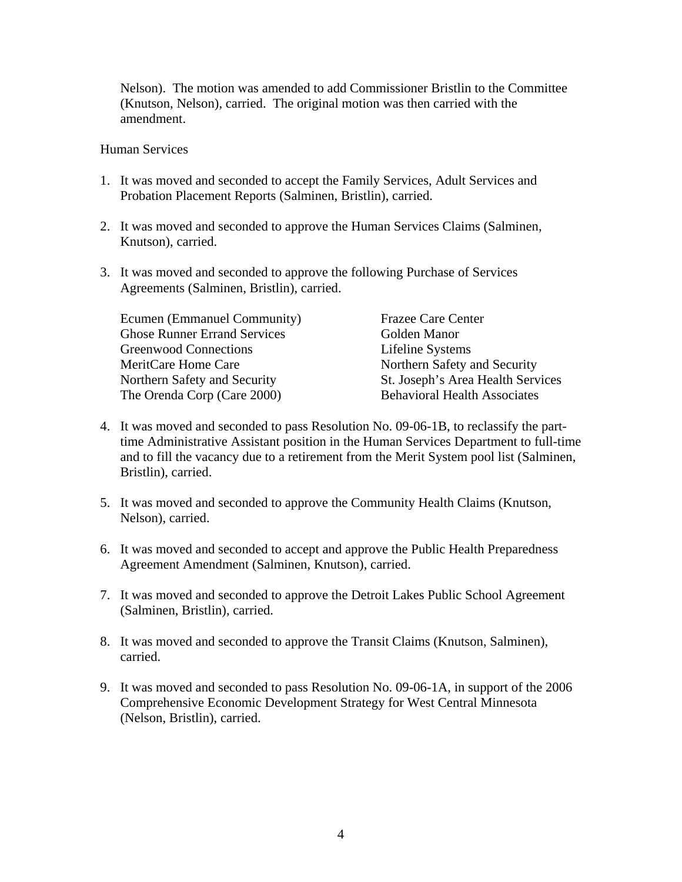Nelson). The motion was amended to add Commissioner Bristlin to the Committee (Knutson, Nelson), carried. The original motion was then carried with the amendment.

Human Services

1. It was moved and seconded to accept the Family Services, Adult Services and Probation Placement Reports (Salminen, Bristlin), carried.

2. It was moved and seconded to approve the Human Services Claims (Salminen, Knutson), carried.

3. It was moved and seconded to approve the following Purchase of Services Agreements (Salminen, Bristlin), carried.

   Ecumen (Emmanuel Community)
   Ghose Runner Errand Services
   Greenwood Connections
   MeritCare Home Care
   Northern Safety and Security
   The Orenda Corp (Care 2000)
   Frazee Care Center
   Golden Manor
   Lifeline Systems
   Northern Safety and Security
   St. Joseph's Area Health Services
   Behavioral Health Associates

4. It was moved and seconded to pass Resolution No. 09-06-1B, to reclassify the part-time Administrative Assistant position in the Human Services Department to full-time and to fill the vacancy due to a retirement from the Merit System pool list (Salminen, Bristlin), carried.

5. It was moved and seconded to approve the Community Health Claims (Knutson, Nelson), carried.

6. It was moved and seconded to accept and approve the Public Health Preparedness Agreement Amendment (Salminen, Knutson), carried.

7. It was moved and seconded to approve the Detroit Lakes Public School Agreement (Salminen, Bristlin), carried.

8. It was moved and seconded to approve the Transit Claims (Knutson, Salminen), carried.

9. It was moved and seconded to pass Resolution No. 09-06-1A, in support of the 2006 Comprehensive Economic Development Strategy for West Central Minnesota (Nelson, Bristlin), carried.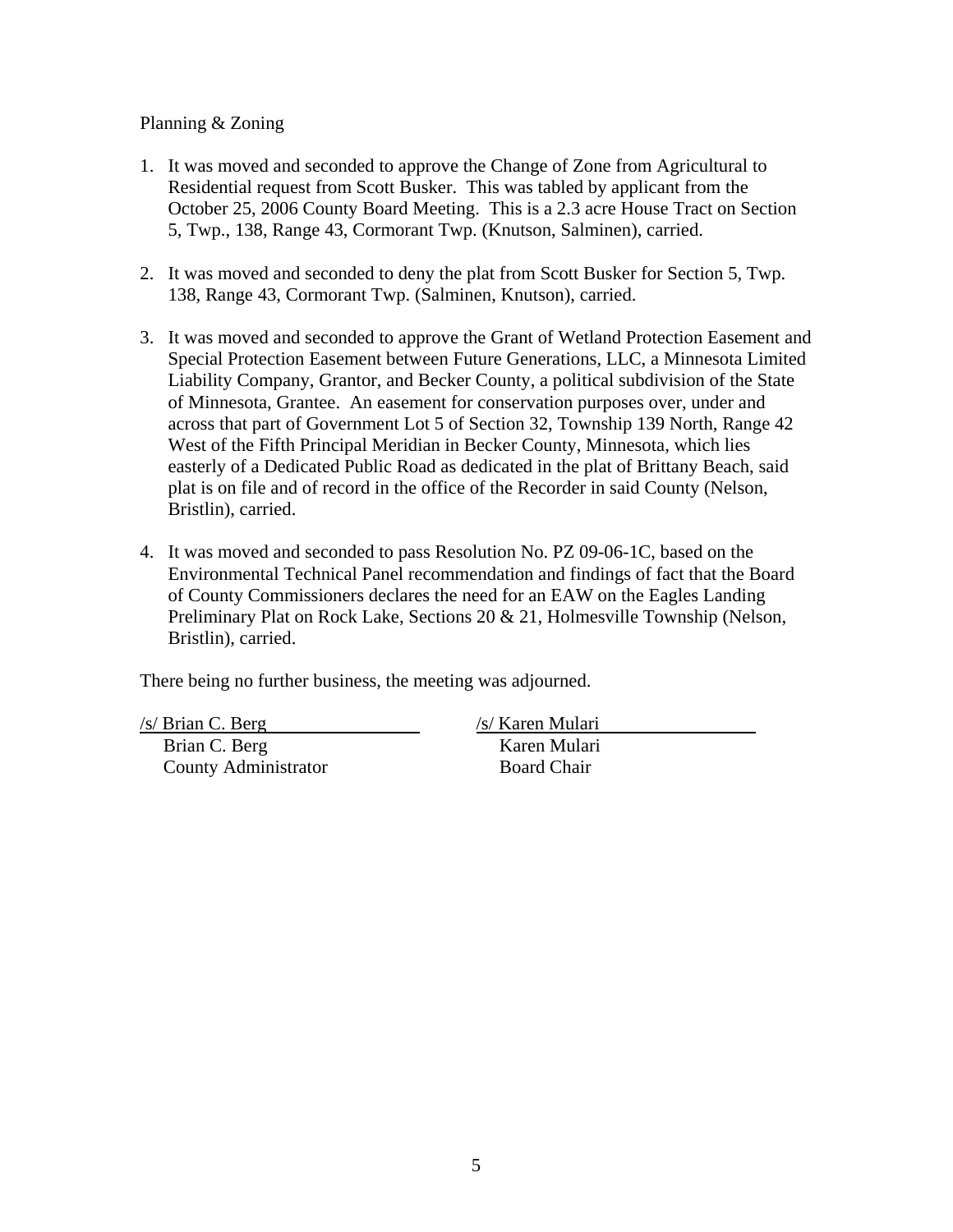Planning & Zoning

1. It was moved and seconded to approve the Change of Zone from Agricultural to Residential request from Scott Busker. This was tabled by applicant from the October 25, 2006 County Board Meeting. This is a 2.3 acre House Tract on Section 5, Twp., 138, Range 43, Cormorant Twp. (Knutson, Salminen), carried.

2. It was moved and seconded to deny the plat from Scott Busker for Section 5, Twp. 138, Range 43, Cormorant Twp. (Salminen, Knutson), carried.

3. It was moved and seconded to approve the Grant of Wetland Protection Easement and Special Protection Easement between Future Generations, LLC, a Minnesota Limited Liability Company, Grantor, and Becker County, a political subdivision of the State of Minnesota, Grantee. An easement for conservation purposes over, under and across that part of Government Lot 5 of Section 32, Township 139 North, Range 42 West of the Fifth Principal Meridian in Becker County, Minnesota, which lies easterly of a Dedicated Public Road as dedicated in the plat of Brittany Beach, said plat is on file and of record in the office of the Recorder in said County (Nelson, Bristlin), carried.

4. It was moved and seconded to pass Resolution No. PZ 09-06-1C, based on the Environmental Technical Panel recommendation and findings of fact that the Board of County Commissioners declares the need for an EAW on the Eagles Landing Preliminary Plat on Rock Lake, Sections 20 & 21, Holmesville Township (Nelson, Bristlin), carried.

There being no further business, the meeting was adjourned.

| | |
|---|---|
| /s/ Brian C. Berg | /s/ Karen Mulari |
| Brian C. Berg | Karen Mulari |
| County Administrator | Board Chair |